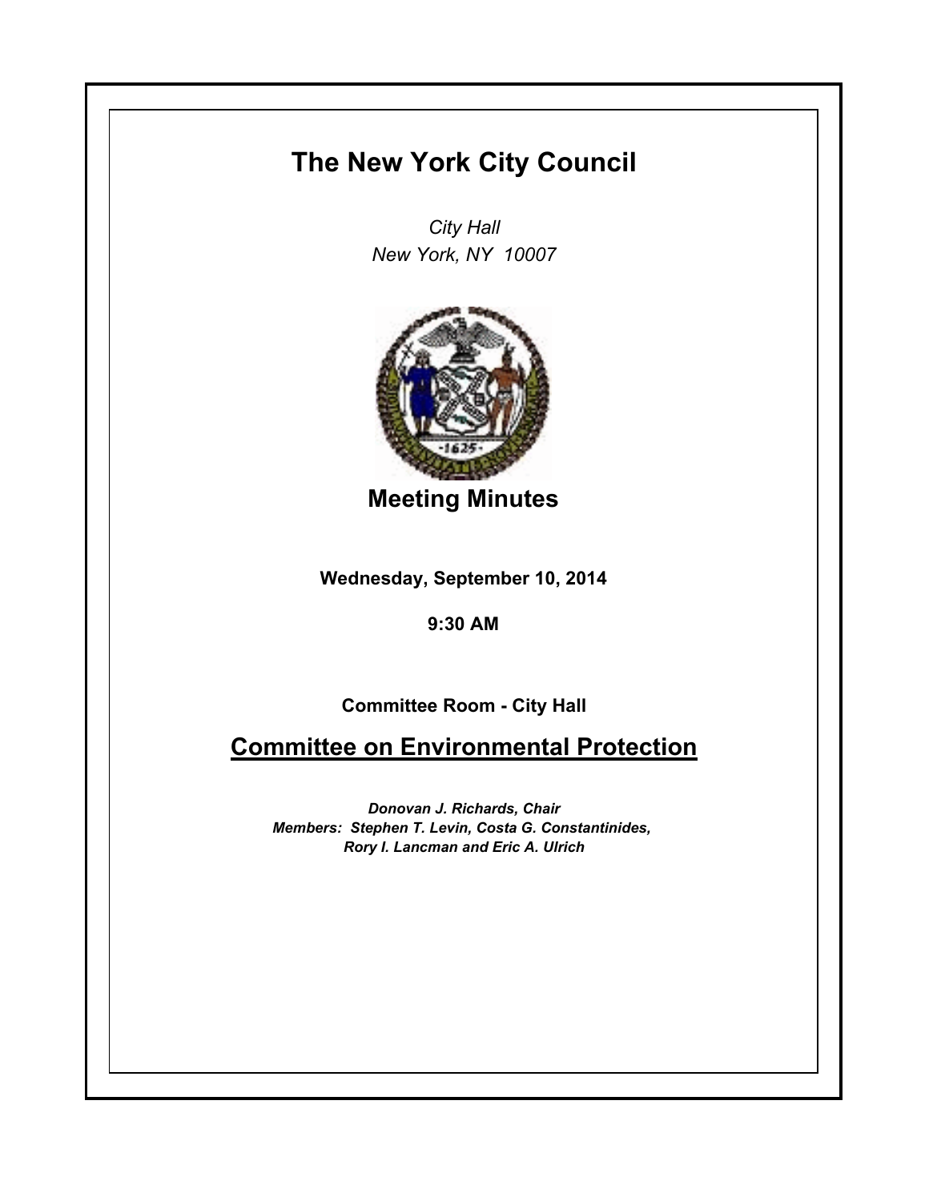# The New York City Council

*City Hall*
*New York, NY 10007*

## Meeting Minutes

**Wednesday, September 10, 2014**

**9:30 AM**

**Committee Room - City Hall**

## Committee on Environmental Protection

***Donovan J. Richards, Chair***
***Members: Stephen T. Levin, Costa G. Constantinides, Rory I. Lancman and Eric A. Ulrich***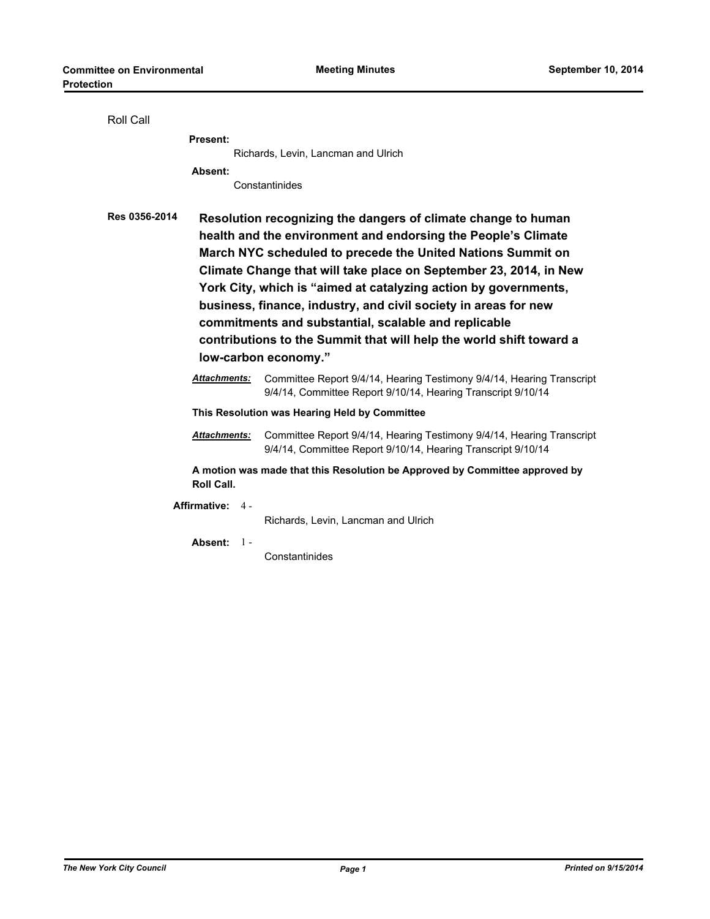Roll Call

**Present:**
Richards, Levin, Lancman and Ulrich

**Absent:**
Constantinides

**Res 0356-2014** **Resolution recognizing the dangers of climate change to human health and the environment and endorsing the People's Climate March NYC scheduled to precede the United Nations Summit on Climate Change that will take place on September 23, 2014, in New York City, which is "aimed at catalyzing action by governments, business, finance, industry, and civil society in areas for new commitments and substantial, scalable and replicable contributions to the Summit that will help the world shift toward a low-carbon economy."**

***Attachments:*** Committee Report 9/4/14, Hearing Testimony 9/4/14, Hearing Transcript 9/4/14, Committee Report 9/10/14, Hearing Transcript 9/10/14

**This Resolution was Hearing Held by Committee**

***Attachments:*** Committee Report 9/4/14, Hearing Testimony 9/4/14, Hearing Transcript 9/4/14, Committee Report 9/10/14, Hearing Transcript 9/10/14

**A motion was made that this Resolution be Approved by Committee approved by Roll Call.**

**Affirmative:** 4 -
Richards, Levin, Lancman and Ulrich

**Absent:** 1 -
Constantinides